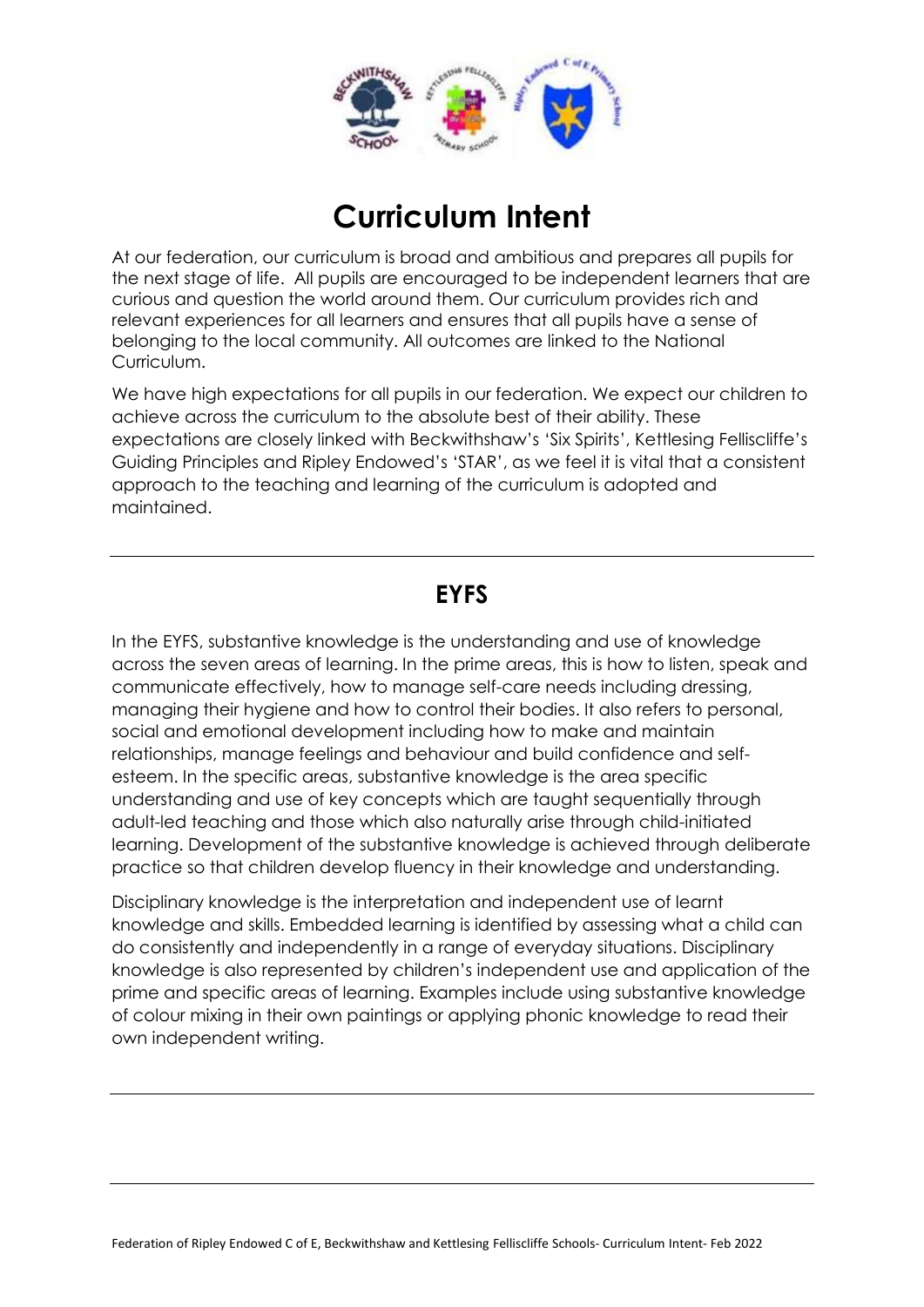# Curriculum Intent

At our federation, our curriculum is broad and ambitious and prepares all pupils for the next stage of life. All pupils are encouraged to be independent learners that are curious and question the world around them. Our curriculum provides rich and relevant experiences for all learners and ensures that all pupils have a sense of belonging to the local community. All outcomes are linked to the National Curriculum.

We have high expectations for all pupils in our federation. We expect our children to achieve across the curriculum to the absolute best of their ability. These expectations are closely linked with Beckwithshaw's 'Six Spirits', Kettlesing Felliscliffe's Guiding Principles and Ripley Endowed's 'STAR', as we feel it is vital that a consistent approach to the teaching and learning of the curriculum is adopted and maintained.

## EYFS

In the EYFS, substantive knowledge is the understanding and use of knowledge across the seven areas of learning. In the prime areas, this is how to listen, speak and communicate effectively, how to manage self-care needs including dressing, managing their hygiene and how to control their bodies. It also refers to personal, social and emotional development including how to make and maintain relationships, manage feelings and behaviour and build confidence and self-esteem. In the specific areas, substantive knowledge is the area specific understanding and use of key concepts which are taught sequentially through adult-led teaching and those which also naturally arise through child-initiated learning. Development of the substantive knowledge is achieved through deliberate practice so that children develop fluency in their knowledge and understanding.

Disciplinary knowledge is the interpretation and independent use of learnt knowledge and skills. Embedded learning is identified by assessing what a child can do consistently and independently in a range of everyday situations. Disciplinary knowledge is also represented by children's independent use and application of the prime and specific areas of learning. Examples include using substantive knowledge of colour mixing in their own paintings or applying phonic knowledge to read their own independent writing.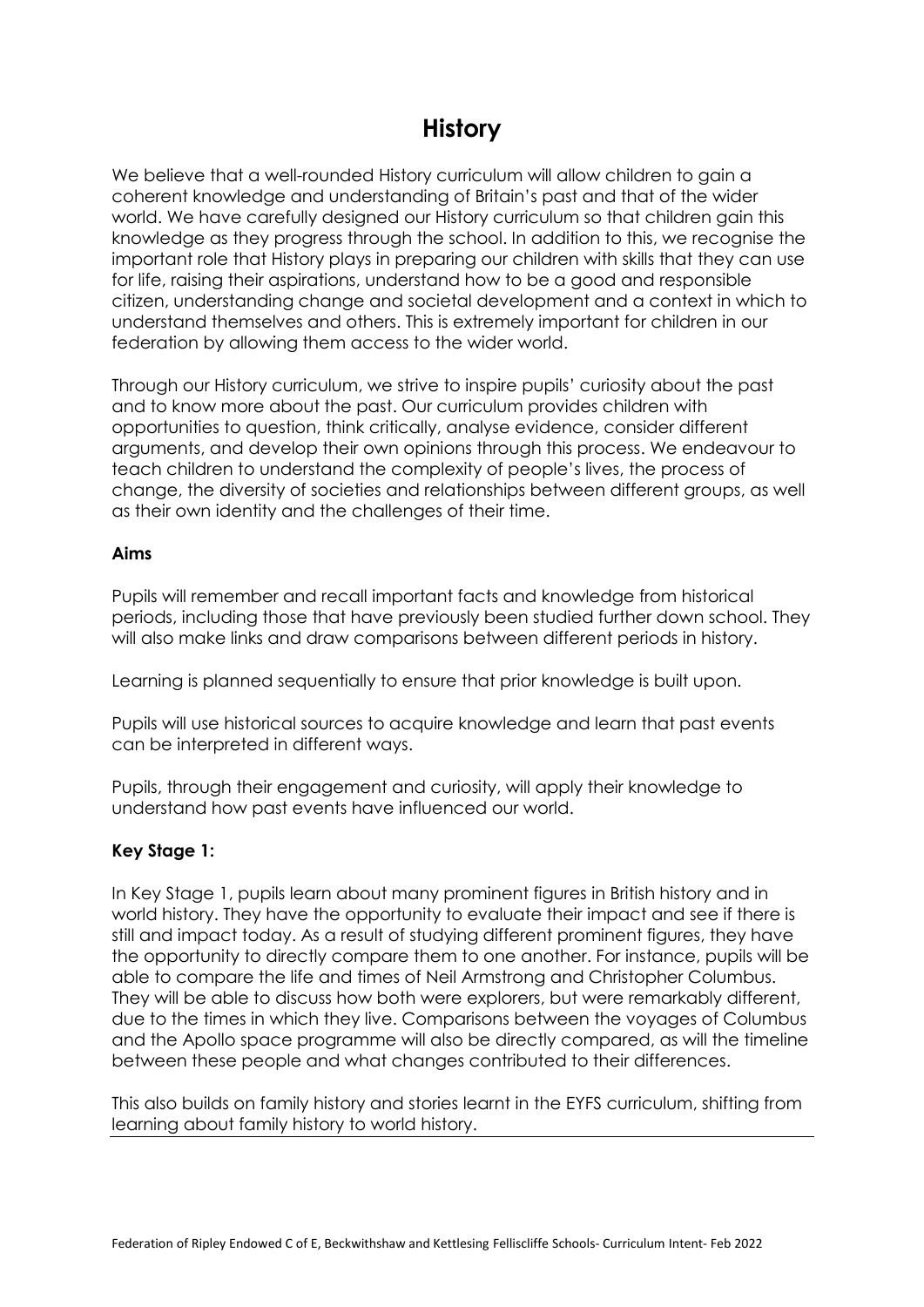# History

We believe that a well-rounded History curriculum will allow children to gain a coherent knowledge and understanding of Britain's past and that of the wider world. We have carefully designed our History curriculum so that children gain this knowledge as they progress through the school. In addition to this, we recognise the important role that History plays in preparing our children with skills that they can use for life, raising their aspirations, understand how to be a good and responsible citizen, understanding change and societal development and a context in which to understand themselves and others. This is extremely important for children in our federation by allowing them access to the wider world.

Through our History curriculum, we strive to inspire pupils' curiosity about the past and to know more about the past. Our curriculum provides children with opportunities to question, think critically, analyse evidence, consider different arguments, and develop their own opinions through this process. We endeavour to teach children to understand the complexity of people's lives, the process of change, the diversity of societies and relationships between different groups, as well as their own identity and the challenges of their time.

**Aims**

Pupils will remember and recall important facts and knowledge from historical periods, including those that have previously been studied further down school. They will also make links and draw comparisons between different periods in history.

Learning is planned sequentially to ensure that prior knowledge is built upon.

Pupils will use historical sources to acquire knowledge and learn that past events can be interpreted in different ways.

Pupils, through their engagement and curiosity, will apply their knowledge to understand how past events have influenced our world.

**Key Stage 1:**

In Key Stage 1, pupils learn about many prominent figures in British history and in world history. They have the opportunity to evaluate their impact and see if there is still and impact today. As a result of studying different prominent figures, they have the opportunity to directly compare them to one another. For instance, pupils will be able to compare the life and times of Neil Armstrong and Christopher Columbus. They will be able to discuss how both were explorers, but were remarkably different, due to the times in which they live. Comparisons between the voyages of Columbus and the Apollo space programme will also be directly compared, as will the timeline between these people and what changes contributed to their differences.

This also builds on family history and stories learnt in the EYFS curriculum, shifting from learning about family history to world history.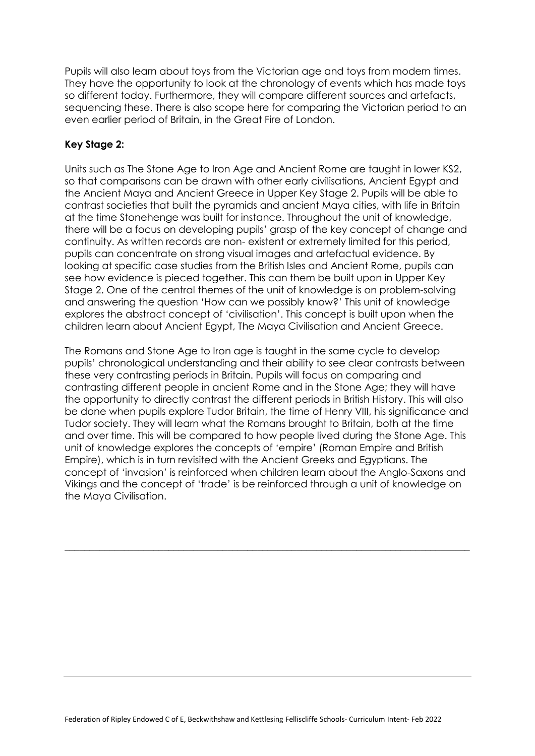Pupils will also learn about toys from the Victorian age and toys from modern times. They have the opportunity to look at the chronology of events which has made toys so different today. Furthermore, they will compare different sources and artefacts, sequencing these. There is also scope here for comparing the Victorian period to an even earlier period of Britain, in the Great Fire of London.

**Key Stage 2:**

Units such as The Stone Age to Iron Age and Ancient Rome are taught in lower KS2, so that comparisons can be drawn with other early civilisations, Ancient Egypt and the Ancient Maya and Ancient Greece in Upper Key Stage 2. Pupils will be able to contrast societies that built the pyramids and ancient Maya cities, with life in Britain at the time Stonehenge was built for instance. Throughout the unit of knowledge, there will be a focus on developing pupils' grasp of the key concept of change and continuity. As written records are non- existent or extremely limited for this period, pupils can concentrate on strong visual images and artefactual evidence. By looking at specific case studies from the British Isles and Ancient Rome, pupils can see how evidence is pieced together. This can them be built upon in Upper Key Stage 2. One of the central themes of the unit of knowledge is on problem-solving and answering the question 'How can we possibly know?' This unit of knowledge explores the abstract concept of 'civilisation'. This concept is built upon when the children learn about Ancient Egypt, The Maya Civilisation and Ancient Greece.

The Romans and Stone Age to Iron age is taught in the same cycle to develop pupils' chronological understanding and their ability to see clear contrasts between these very contrasting periods in Britain. Pupils will focus on comparing and contrasting different people in ancient Rome and in the Stone Age; they will have the opportunity to directly contrast the different periods in British History. This will also be done when pupils explore Tudor Britain, the time of Henry VIII, his significance and Tudor society. They will learn what the Romans brought to Britain, both at the time and over time. This will be compared to how people lived during the Stone Age. This unit of knowledge explores the concepts of 'empire' (Roman Empire and British Empire), which is in turn revisited with the Ancient Greeks and Egyptians. The concept of 'invasion' is reinforced when children learn about the Anglo-Saxons and Vikings and the concept of 'trade' is be reinforced through a unit of knowledge on the Maya Civilisation.

---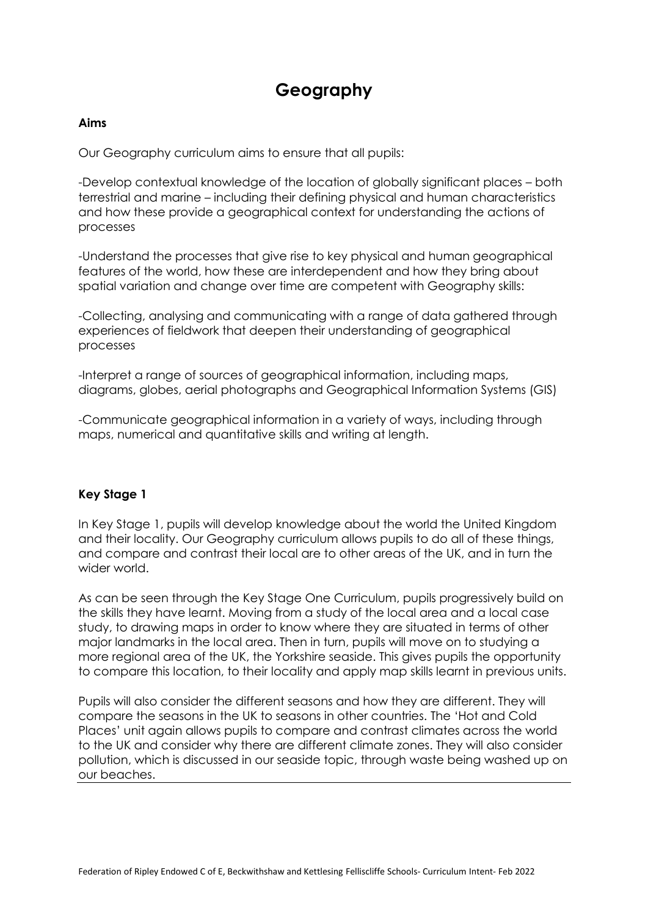# Geography

**Aims**

Our Geography curriculum aims to ensure that all pupils:

-Develop contextual knowledge of the location of globally significant places – both terrestrial and marine – including their defining physical and human characteristics and how these provide a geographical context for understanding the actions of processes

-Understand the processes that give rise to key physical and human geographical features of the world, how these are interdependent and how they bring about spatial variation and change over time are competent with Geography skills:

-Collecting, analysing and communicating with a range of data gathered through experiences of fieldwork that deepen their understanding of geographical processes

-Interpret a range of sources of geographical information, including maps, diagrams, globes, aerial photographs and Geographical Information Systems (GIS)

-Communicate geographical information in a variety of ways, including through maps, numerical and quantitative skills and writing at length.

**Key Stage 1**

In Key Stage 1, pupils will develop knowledge about the world the United Kingdom and their locality. Our Geography curriculum allows pupils to do all of these things, and compare and contrast their local are to other areas of the UK, and in turn the wider world.

As can be seen through the Key Stage One Curriculum, pupils progressively build on the skills they have learnt. Moving from a study of the local area and a local case study, to drawing maps in order to know where they are situated in terms of other major landmarks in the local area. Then in turn, pupils will move on to studying a more regional area of the UK, the Yorkshire seaside. This gives pupils the opportunity to compare this location, to their locality and apply map skills learnt in previous units.

Pupils will also consider the different seasons and how they are different. They will compare the seasons in the UK to seasons in other countries. The 'Hot and Cold Places' unit again allows pupils to compare and contrast climates across the world to the UK and consider why there are different climate zones. They will also consider pollution, which is discussed in our seaside topic, through waste being washed up on our beaches.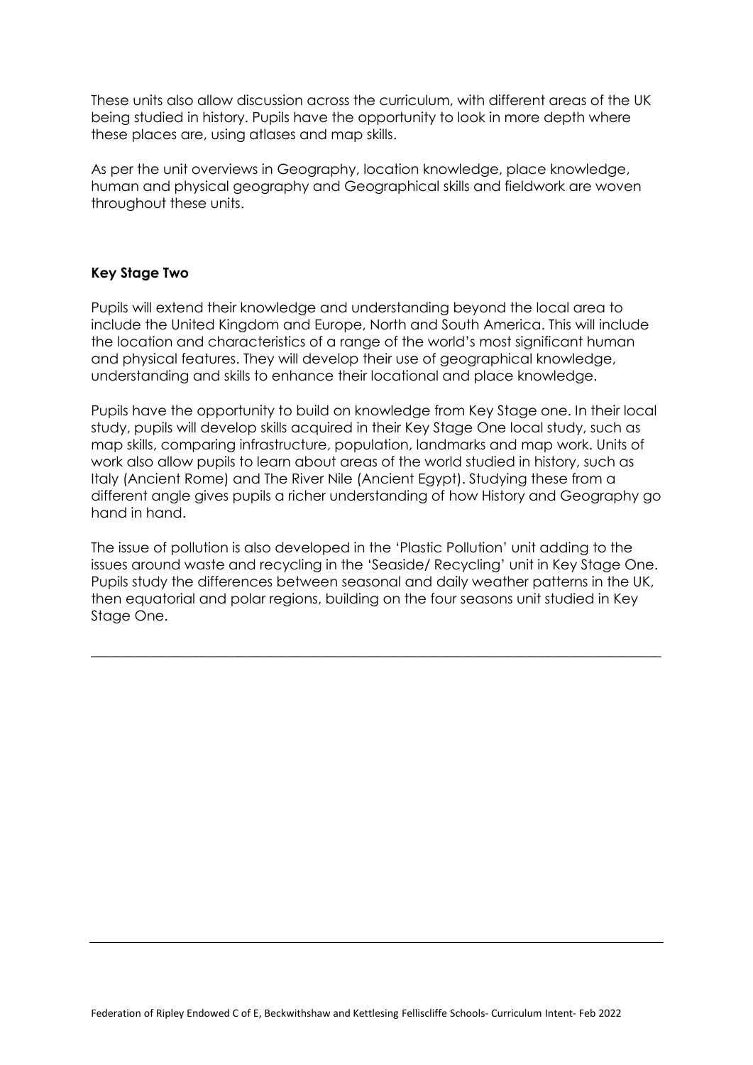These units also allow discussion across the curriculum, with different areas of the UK being studied in history. Pupils have the opportunity to look in more depth where these places are, using atlases and map skills.

As per the unit overviews in Geography, location knowledge, place knowledge, human and physical geography and Geographical skills and fieldwork are woven throughout these units.

**Key Stage Two**

Pupils will extend their knowledge and understanding beyond the local area to include the United Kingdom and Europe, North and South America. This will include the location and characteristics of a range of the world's most significant human and physical features. They will develop their use of geographical knowledge, understanding and skills to enhance their locational and place knowledge.

Pupils have the opportunity to build on knowledge from Key Stage one. In their local study, pupils will develop skills acquired in their Key Stage One local study, such as map skills, comparing infrastructure, population, landmarks and map work. Units of work also allow pupils to learn about areas of the world studied in history, such as Italy (Ancient Rome) and The River Nile (Ancient Egypt). Studying these from a different angle gives pupils a richer understanding of how History and Geography go hand in hand.

The issue of pollution is also developed in the 'Plastic Pollution' unit adding to the issues around waste and recycling in the 'Seaside/ Recycling' unit in Key Stage One. Pupils study the differences between seasonal and daily weather patterns in the UK, then equatorial and polar regions, building on the four seasons unit studied in Key Stage One.

---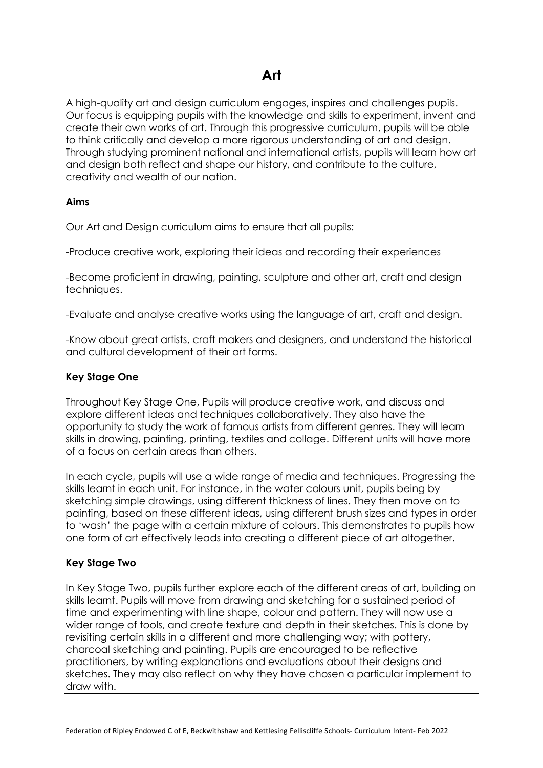# Art

A high-quality art and design curriculum engages, inspires and challenges pupils. Our focus is equipping pupils with the knowledge and skills to experiment, invent and create their own works of art. Through this progressive curriculum, pupils will be able to think critically and develop a more rigorous understanding of art and design. Through studying prominent national and international artists, pupils will learn how art and design both reflect and shape our history, and contribute to the culture, creativity and wealth of our nation.

**Aims**

Our Art and Design curriculum aims to ensure that all pupils:

-Produce creative work, exploring their ideas and recording their experiences

-Become proficient in drawing, painting, sculpture and other art, craft and design techniques.

-Evaluate and analyse creative works using the language of art, craft and design.

-Know about great artists, craft makers and designers, and understand the historical and cultural development of their art forms.

**Key Stage One**

Throughout Key Stage One, Pupils will produce creative work, and discuss and explore different ideas and techniques collaboratively. They also have the opportunity to study the work of famous artists from different genres. They will learn skills in drawing, painting, printing, textiles and collage. Different units will have more of a focus on certain areas than others.

In each cycle, pupils will use a wide range of media and techniques. Progressing the skills learnt in each unit. For instance, in the water colours unit, pupils being by sketching simple drawings, using different thickness of lines. They then move on to painting, based on these different ideas, using different brush sizes and types in order to 'wash' the page with a certain mixture of colours. This demonstrates to pupils how one form of art effectively leads into creating a different piece of art altogether.

**Key Stage Two**

In Key Stage Two, pupils further explore each of the different areas of art, building on skills learnt. Pupils will move from drawing and sketching for a sustained period of time and experimenting with line shape, colour and pattern. They will now use a wider range of tools, and create texture and depth in their sketches. This is done by revisiting certain skills in a different and more challenging way; with pottery, charcoal sketching and painting. Pupils are encouraged to be reflective practitioners, by writing explanations and evaluations about their designs and sketches. They may also reflect on why they have chosen a particular implement to draw with.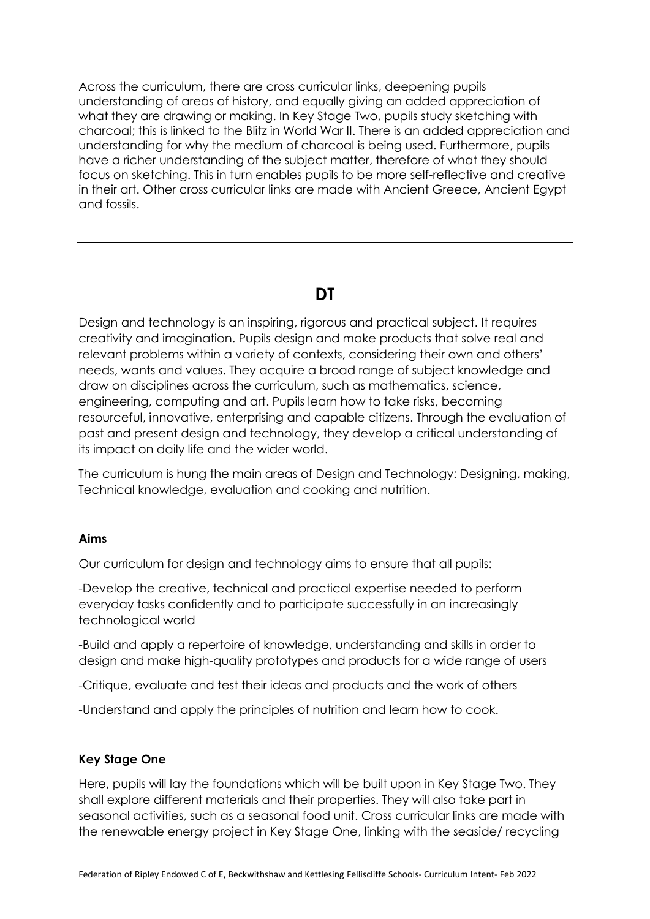Across the curriculum, there are cross curricular links, deepening pupils understanding of areas of history, and equally giving an added appreciation of what they are drawing or making. In Key Stage Two, pupils study sketching with charcoal; this is linked to the Blitz in World War II. There is an added appreciation and understanding for why the medium of charcoal is being used. Furthermore, pupils have a richer understanding of the subject matter, therefore of what they should focus on sketching. This in turn enables pupils to be more self-reflective and creative in their art. Other cross curricular links are made with Ancient Greece, Ancient Egypt and fossils.

---

## DT

Design and technology is an inspiring, rigorous and practical subject. It requires creativity and imagination. Pupils design and make products that solve real and relevant problems within a variety of contexts, considering their own and others' needs, wants and values. They acquire a broad range of subject knowledge and draw on disciplines across the curriculum, such as mathematics, science, engineering, computing and art. Pupils learn how to take risks, becoming resourceful, innovative, enterprising and capable citizens. Through the evaluation of past and present design and technology, they develop a critical understanding of its impact on daily life and the wider world.

The curriculum is hung the main areas of Design and Technology: Designing, making, Technical knowledge, evaluation and cooking and nutrition.

**Aims**

Our curriculum for design and technology aims to ensure that all pupils:

-Develop the creative, technical and practical expertise needed to perform everyday tasks confidently and to participate successfully in an increasingly technological world

-Build and apply a repertoire of knowledge, understanding and skills in order to design and make high-quality prototypes and products for a wide range of users

-Critique, evaluate and test their ideas and products and the work of others

-Understand and apply the principles of nutrition and learn how to cook.

**Key Stage One**

Here, pupils will lay the foundations which will be built upon in Key Stage Two. They shall explore different materials and their properties. They will also take part in seasonal activities, such as a seasonal food unit. Cross curricular links are made with the renewable energy project in Key Stage One, linking with the seaside/ recycling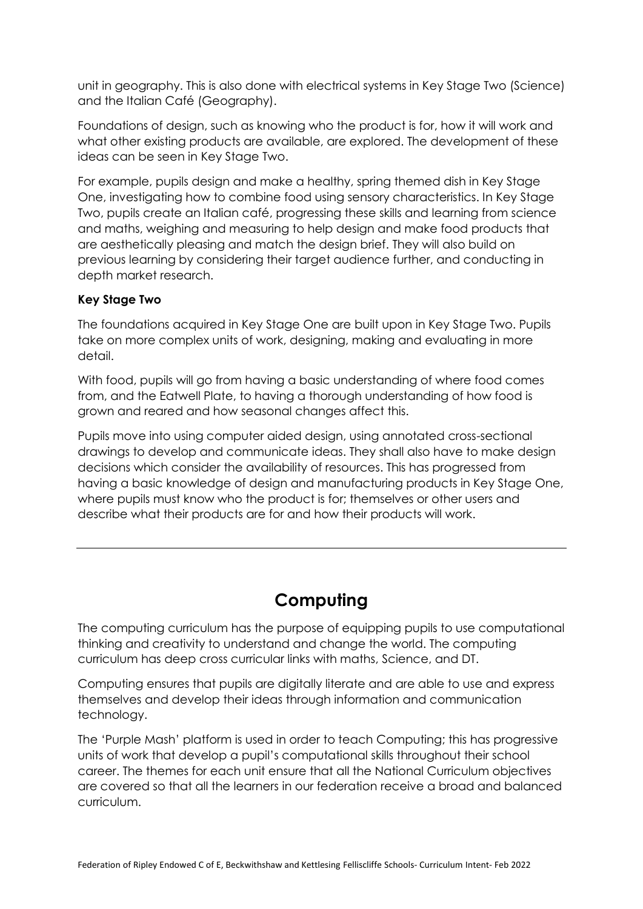unit in geography. This is also done with electrical systems in Key Stage Two (Science) and the Italian Café (Geography).

Foundations of design, such as knowing who the product is for, how it will work and what other existing products are available, are explored. The development of these ideas can be seen in Key Stage Two.

For example, pupils design and make a healthy, spring themed dish in Key Stage One, investigating how to combine food using sensory characteristics. In Key Stage Two, pupils create an Italian café, progressing these skills and learning from science and maths, weighing and measuring to help design and make food products that are aesthetically pleasing and match the design brief. They will also build on previous learning by considering their target audience further, and conducting in depth market research.

**Key Stage Two**

The foundations acquired in Key Stage One are built upon in Key Stage Two. Pupils take on more complex units of work, designing, making and evaluating in more detail.

With food, pupils will go from having a basic understanding of where food comes from, and the Eatwell Plate, to having a thorough understanding of how food is grown and reared and how seasonal changes affect this.

Pupils move into using computer aided design, using annotated cross-sectional drawings to develop and communicate ideas. They shall also have to make design decisions which consider the availability of resources. This has progressed from having a basic knowledge of design and manufacturing products in Key Stage One, where pupils must know who the product is for; themselves or other users and describe what their products are for and how their products will work.

---

# Computing

The computing curriculum has the purpose of equipping pupils to use computational thinking and creativity to understand and change the world. The computing curriculum has deep cross curricular links with maths, Science, and DT.

Computing ensures that pupils are digitally literate and are able to use and express themselves and develop their ideas through information and communication technology.

The 'Purple Mash' platform is used in order to teach Computing; this has progressive units of work that develop a pupil's computational skills throughout their school career. The themes for each unit ensure that all the National Curriculum objectives are covered so that all the learners in our federation receive a broad and balanced curriculum.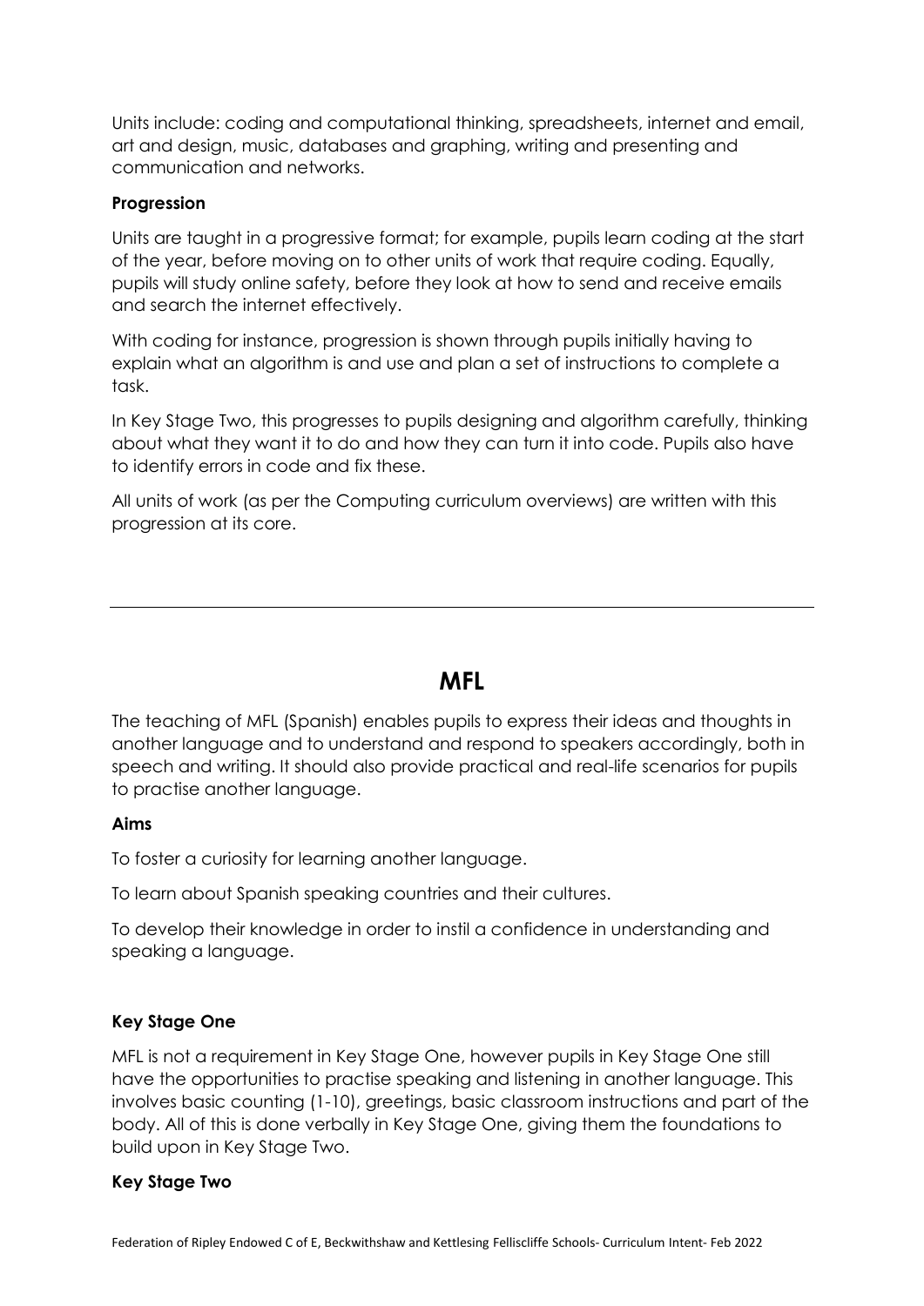Units include: coding and computational thinking, spreadsheets, internet and email, art and design, music, databases and graphing, writing and presenting and communication and networks.

**Progression**

Units are taught in a progressive format; for example, pupils learn coding at the start of the year, before moving on to other units of work that require coding. Equally, pupils will study online safety, before they look at how to send and receive emails and search the internet effectively.

With coding for instance, progression is shown through pupils initially having to explain what an algorithm is and use and plan a set of instructions to complete a task.

In Key Stage Two, this progresses to pupils designing and algorithm carefully, thinking about what they want it to do and how they can turn it into code. Pupils also have to identify errors in code and fix these.

All units of work (as per the Computing curriculum overviews) are written with this progression at its core.

---

## MFL

The teaching of MFL (Spanish) enables pupils to express their ideas and thoughts in another language and to understand and respond to speakers accordingly, both in speech and writing. It should also provide practical and real-life scenarios for pupils to practise another language.

**Aims**

To foster a curiosity for learning another language.

To learn about Spanish speaking countries and their cultures.

To develop their knowledge in order to instil a confidence in understanding and speaking a language.

**Key Stage One**

MFL is not a requirement in Key Stage One, however pupils in Key Stage One still have the opportunities to practise speaking and listening in another language. This involves basic counting (1-10), greetings, basic classroom instructions and part of the body. All of this is done verbally in Key Stage One, giving them the foundations to build upon in Key Stage Two.

**Key Stage Two**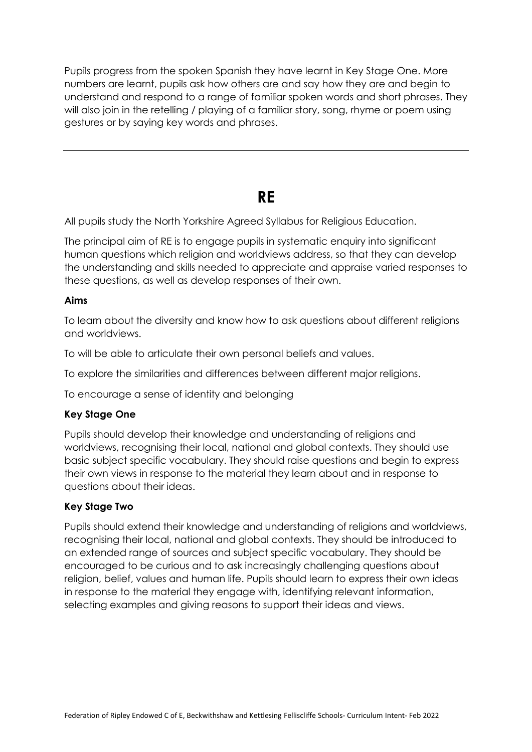Pupils progress from the spoken Spanish they have learnt in Key Stage One. More numbers are learnt, pupils ask how others are and say how they are and begin to understand and respond to a range of familiar spoken words and short phrases. They will also join in the retelling / playing of a familiar story, song, rhyme or poem using gestures or by saying key words and phrases.

---

# RE

All pupils study the North Yorkshire Agreed Syllabus for Religious Education.

The principal aim of RE is to engage pupils in systematic enquiry into significant human questions which religion and worldviews address, so that they can develop the understanding and skills needed to appreciate and appraise varied responses to these questions, as well as develop responses of their own.

**Aims**

To learn about the diversity and know how to ask questions about different religions and worldviews.

To will be able to articulate their own personal beliefs and values.

To explore the similarities and differences between different major religions.

To encourage a sense of identity and belonging

**Key Stage One**

Pupils should develop their knowledge and understanding of religions and worldviews, recognising their local, national and global contexts. They should use basic subject specific vocabulary. They should raise questions and begin to express their own views in response to the material they learn about and in response to questions about their ideas.

**Key Stage Two**

Pupils should extend their knowledge and understanding of religions and worldviews, recognising their local, national and global contexts. They should be introduced to an extended range of sources and subject specific vocabulary. They should be encouraged to be curious and to ask increasingly challenging questions about religion, belief, values and human life. Pupils should learn to express their own ideas in response to the material they engage with, identifying relevant information, selecting examples and giving reasons to support their ideas and views.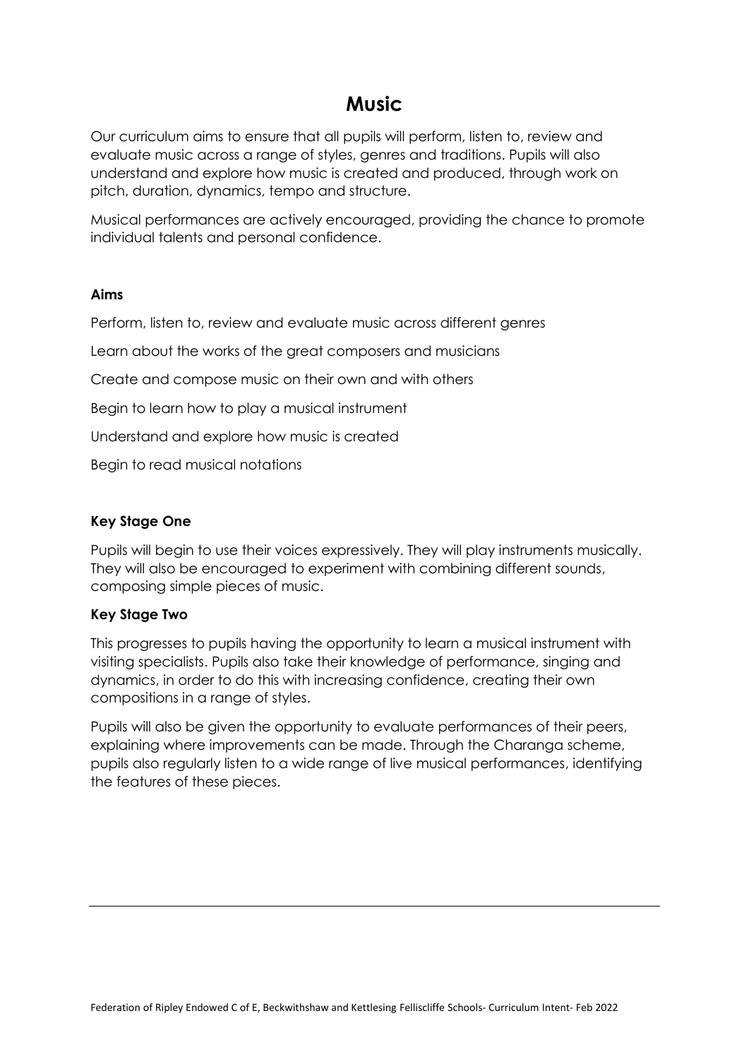# Music

Our curriculum aims to ensure that all pupils will perform, listen to, review and evaluate music across a range of styles, genres and traditions. Pupils will also understand and explore how music is created and produced, through work on pitch, duration, dynamics, tempo and structure.

Musical performances are actively encouraged, providing the chance to promote individual talents and personal confidence.

**Aims**

Perform, listen to, review and evaluate music across different genres

Learn about the works of the great composers and musicians

Create and compose music on their own and with others

Begin to learn how to play a musical instrument

Understand and explore how music is created

Begin to read musical notations

**Key Stage One**

Pupils will begin to use their voices expressively. They will play instruments musically. They will also be encouraged to experiment with combining different sounds, composing simple pieces of music.

**Key Stage Two**

This progresses to pupils having the opportunity to learn a musical instrument with visiting specialists. Pupils also take their knowledge of performance, singing and dynamics, in order to do this with increasing confidence, creating their own compositions in a range of styles.

Pupils will also be given the opportunity to evaluate performances of their peers, explaining where improvements can be made. Through the Charanga scheme, pupils also regularly listen to a wide range of live musical performances, identifying the features of these pieces.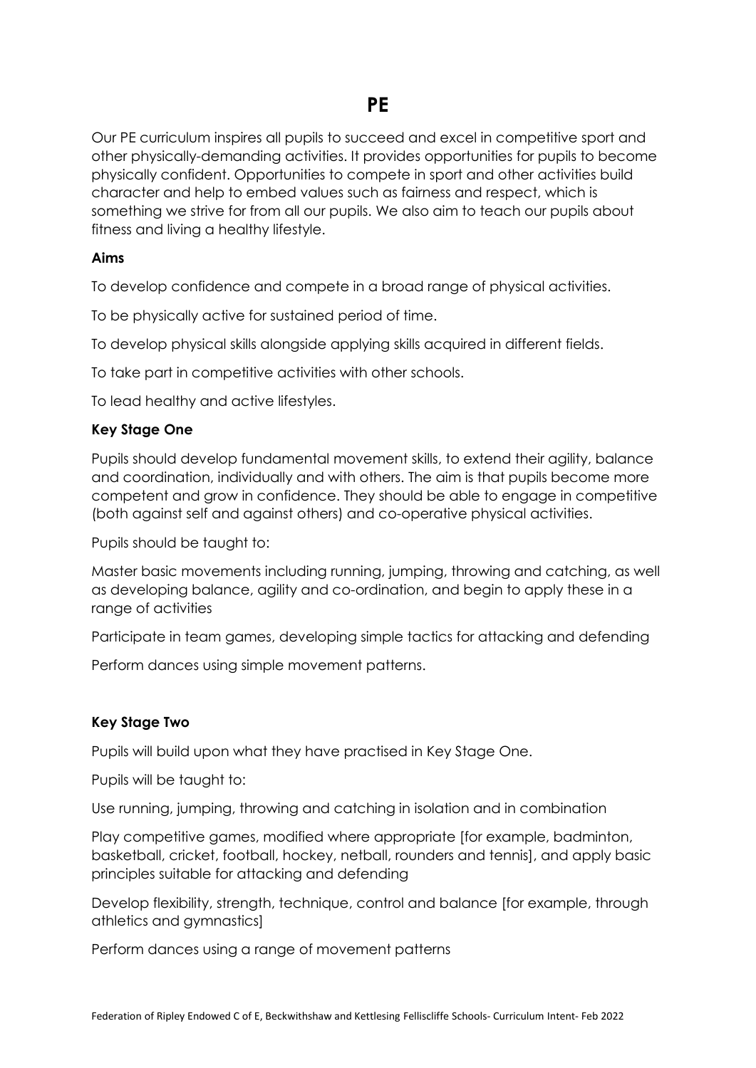# PE

Our PE curriculum inspires all pupils to succeed and excel in competitive sport and other physically-demanding activities. It provides opportunities for pupils to become physically confident. Opportunities to compete in sport and other activities build character and help to embed values such as fairness and respect, which is something we strive for from all our pupils. We also aim to teach our pupils about fitness and living a healthy lifestyle.

**Aims**

To develop confidence and compete in a broad range of physical activities.

To be physically active for sustained period of time.

To develop physical skills alongside applying skills acquired in different fields.

To take part in competitive activities with other schools.

To lead healthy and active lifestyles.

**Key Stage One**

Pupils should develop fundamental movement skills, to extend their agility, balance and coordination, individually and with others. The aim is that pupils become more competent and grow in confidence. They should be able to engage in competitive (both against self and against others) and co-operative physical activities.

Pupils should be taught to:

Master basic movements including running, jumping, throwing and catching, as well as developing balance, agility and co-ordination, and begin to apply these in a range of activities

Participate in team games, developing simple tactics for attacking and defending

Perform dances using simple movement patterns.

**Key Stage Two**

Pupils will build upon what they have practised in Key Stage One.

Pupils will be taught to:

Use running, jumping, throwing and catching in isolation and in combination

Play competitive games, modified where appropriate [for example, badminton, basketball, cricket, football, hockey, netball, rounders and tennis], and apply basic principles suitable for attacking and defending

Develop flexibility, strength, technique, control and balance [for example, through athletics and gymnastics]

Perform dances using a range of movement patterns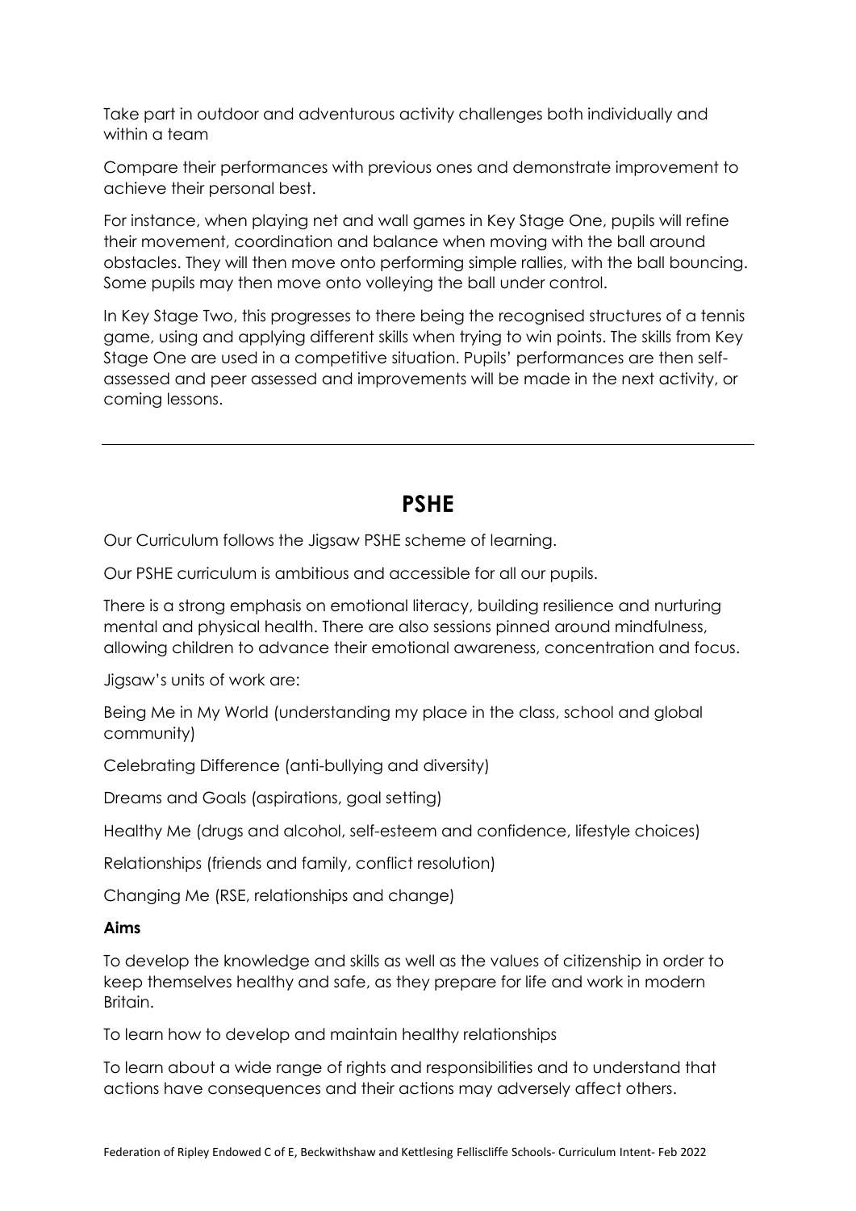Take part in outdoor and adventurous activity challenges both individually and within a team

Compare their performances with previous ones and demonstrate improvement to achieve their personal best.

For instance, when playing net and wall games in Key Stage One, pupils will refine their movement, coordination and balance when moving with the ball around obstacles. They will then move onto performing simple rallies, with the ball bouncing. Some pupils may then move onto volleying the ball under control.

In Key Stage Two, this progresses to there being the recognised structures of a tennis game, using and applying different skills when trying to win points. The skills from Key Stage One are used in a competitive situation. Pupils' performances are then self-assessed and peer assessed and improvements will be made in the next activity, or coming lessons.

---

## PSHE

Our Curriculum follows the Jigsaw PSHE scheme of learning.

Our PSHE curriculum is ambitious and accessible for all our pupils.

There is a strong emphasis on emotional literacy, building resilience and nurturing mental and physical health. There are also sessions pinned around mindfulness, allowing children to advance their emotional awareness, concentration and focus.

Jigsaw's units of work are:

Being Me in My World (understanding my place in the class, school and global community)

Celebrating Difference (anti-bullying and diversity)

Dreams and Goals (aspirations, goal setting)

Healthy Me (drugs and alcohol, self-esteem and confidence, lifestyle choices)

Relationships (friends and family, conflict resolution)

Changing Me (RSE, relationships and change)

**Aims**

To develop the knowledge and skills as well as the values of citizenship in order to keep themselves healthy and safe, as they prepare for life and work in modern Britain.

To learn how to develop and maintain healthy relationships

To learn about a wide range of rights and responsibilities and to understand that actions have consequences and their actions may adversely affect others.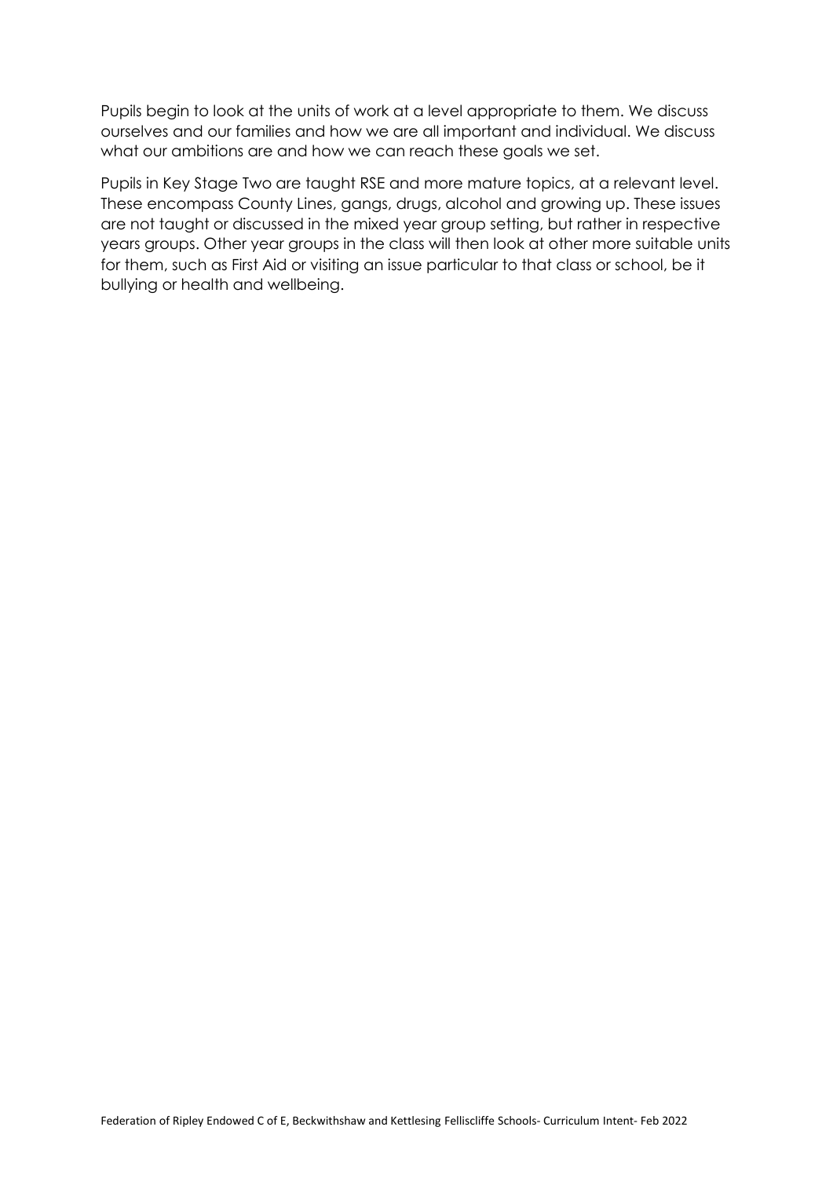Pupils begin to look at the units of work at a level appropriate to them. We discuss ourselves and our families and how we are all important and individual. We discuss what our ambitions are and how we can reach these goals we set.

Pupils in Key Stage Two are taught RSE and more mature topics, at a relevant level. These encompass County Lines, gangs, drugs, alcohol and growing up. These issues are not taught or discussed in the mixed year group setting, but rather in respective years groups. Other year groups in the class will then look at other more suitable units for them, such as First Aid or visiting an issue particular to that class or school, be it bullying or health and wellbeing.